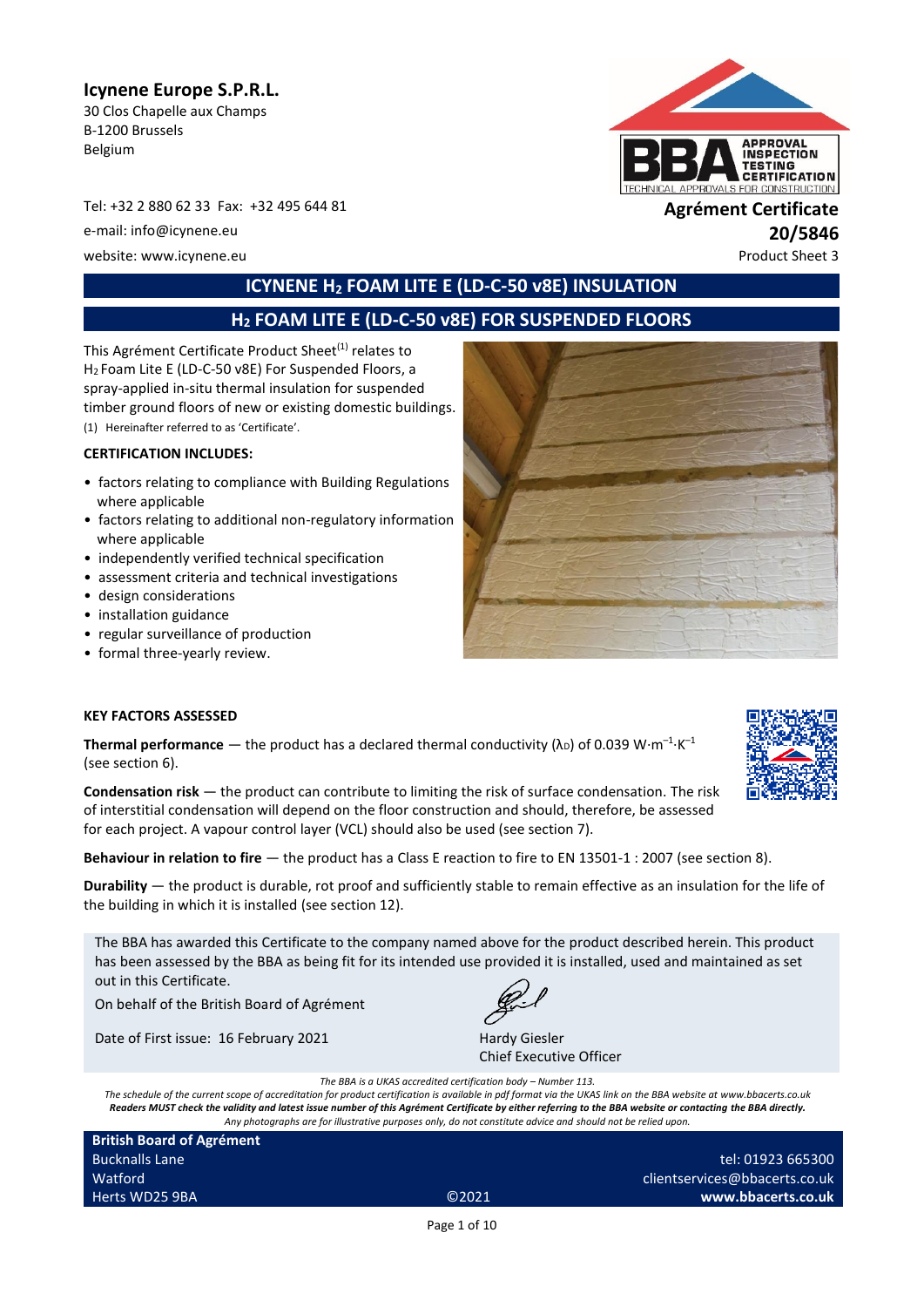**Icynene Europe S.P.R.L.**
30 Clos Chapelle aux Champs
B-1200 Brussels
Belgium

Tel: +32 2 880 62 33 Fax: +32 495 644 81
e-mail: info@icynene.eu
website: www.icynene.eu

**Agrément Certificate**
**20/5846**
Product Sheet 3

# ICYNENE $H_2$ FOAM LITE E (LD-C-50 v8E) INSULATION

## $H_2$ FOAM LITE E (LD-C-50 v8E) FOR SUSPENDED FLOORS

This Agrément Certificate Product Sheet[1] relates to $H_2$ Foam Lite E (LD-C-50 v8E) For Suspended Floors, a spray-applied in-situ thermal insulation for suspended timber ground floors of new or existing domestic buildings.

(1) Hereinafter referred to as 'Certificate'.

**CERTIFICATION INCLUDES:**

- factors relating to compliance with Building Regulations where applicable
- factors relating to additional non-regulatory information where applicable
- independently verified technical specification
- assessment criteria and technical investigations
- design considerations
- installation guidance
- regular surveillance of production
- formal three-yearly review.

**KEY FACTORS ASSESSED**

**Thermal performance** — the product has a declared thermal conductivity ($\lambda_D$) of 0.039 $W \cdot m^{-1} \cdot K^{-1}$ (see section 6).

**Condensation risk** — the product can contribute to limiting the risk of surface condensation. The risk of interstitial condensation will depend on the floor construction and should, therefore, be assessed for each project. A vapour control layer (VCL) should also be used (see section 7).

**Behaviour in relation to fire** — the product has a Class E reaction to fire to EN 13501-1 : 2007 (see section 8).

**Durability** — the product is durable, rot proof and sufficiently stable to remain effective as an insulation for the life of the building in which it is installed (see section 12).

The BBA has awarded this Certificate to the company named above for the product described herein. This product has been assessed by the BBA as being fit for its intended use provided it is installed, used and maintained as set out in this Certificate.

On behalf of the British Board of Agrément

Date of First issue: 16 February 2021

Hardy Giesler
Chief Executive Officer

*The BBA is a UKAS accredited certification body – Number 113.*
*The schedule of the current scope of accreditation for product certification is available in pdf format via the UKAS link on the BBA website at www.bbacerts.co.uk*
***Readers MUST check the validity and latest issue number of this Agrément Certificate by either referring to the BBA website or contacting the BBA directly.***
*Any photographs are for illustrative purposes only, do not constitute advice and should not be relied upon.*

**British Board of Agrément**
Bucknalls Lane
Watford
Herts WD25 9BA

©2021

tel: 01923 665300
clientservices@bbacerts.co.uk
**www.bbacerts.co.uk**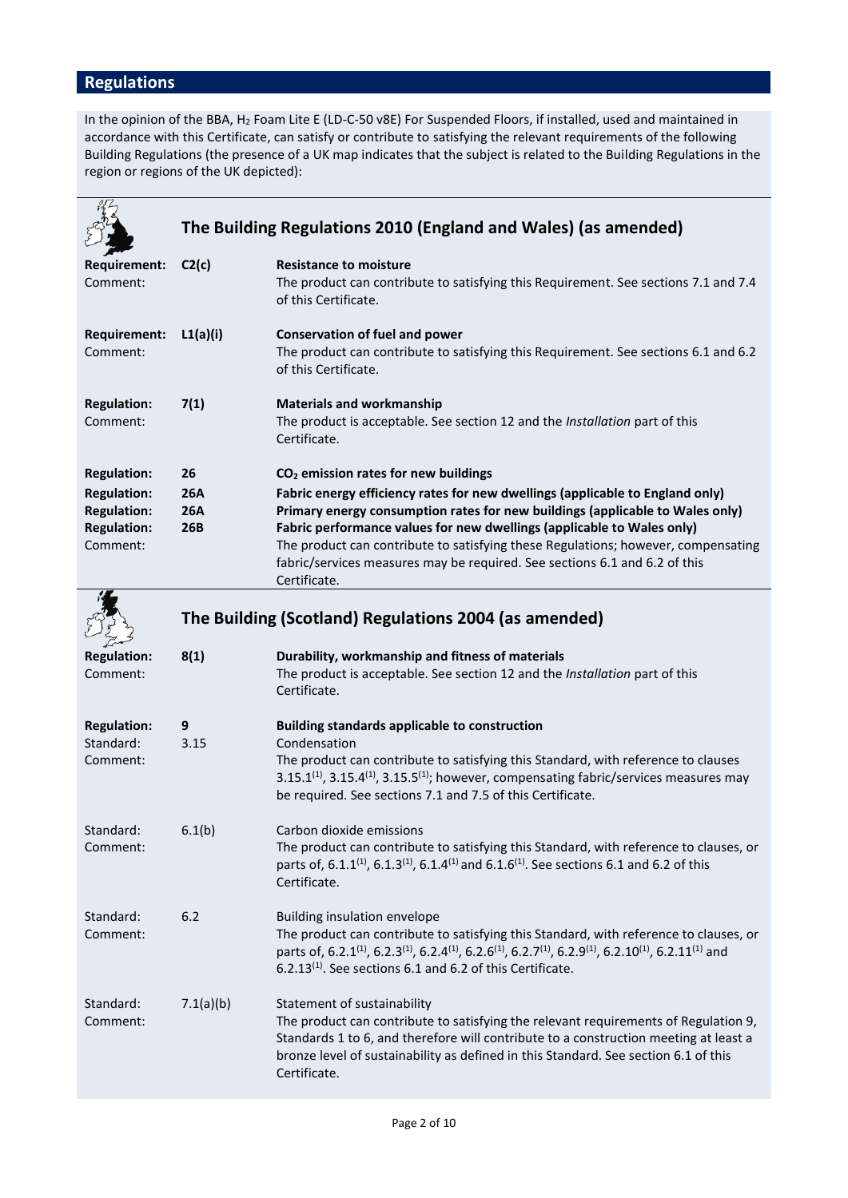## Regulations

In the opinion of the BBA, $H_2$ Foam Lite E (LD-C-50 v8E) For Suspended Floors, if installed, used and maintained in accordance with this Certificate, can satisfy or contribute to satisfying the relevant requirements of the following Building Regulations (the presence of a UK map indicates that the subject is related to the Building Regulations in the region or regions of the UK depicted):

### The Building Regulations 2010 (England and Wales) (as amended)

| | | |
|---|---|---|
| **Requirement:** | **C2(c)** | **Resistance to moisture** |
| Comment: | | The product can contribute to satisfying this Requirement. See sections 7.1 and 7.4 of this Certificate. |
| **Requirement:** | **L1(a)(i)** | **Conservation of fuel and power** |
| Comment: | | The product can contribute to satisfying this Requirement. See sections 6.1 and 6.2 of this Certificate. |
| **Regulation:** | **7(1)** | **Materials and workmanship** |
| Comment: | | The product is acceptable. See section 12 and the *Installation* part of this Certificate. |
| **Regulation:** | **26** | **$CO_2$ emission rates for new buildings** |
| **Regulation:** | **26A** | **Fabric energy efficiency rates for new dwellings (applicable to England only)** |
| **Regulation:** | **26A** | **Primary energy consumption rates for new buildings (applicable to Wales only)** |
| **Regulation:** | **26B** | **Fabric performance values for new dwellings (applicable to Wales only)** |
| Comment: | | The product can contribute to satisfying these Regulations; however, compensating fabric/services measures may be required. See sections 6.1 and 6.2 of this Certificate. |

### The Building (Scotland) Regulations 2004 (as amended)

| | | |
|---|---|---|
| **Regulation:** | **8(1)** | **Durability, workmanship and fitness of materials** |
| Comment: | | The product is acceptable. See section 12 and the *Installation* part of this Certificate. |
| **Regulation:** | **9** | **Building standards applicable to construction** |
| Standard: | 3.15 | Condensation |
| Comment: | | The product can contribute to satisfying this Standard, with reference to clauses 3.15.1[(1)], 3.15.4[(1)], 3.15.5[(1)]; however, compensating fabric/services measures may be required. See sections 7.1 and 7.5 of this Certificate. |
| Standard: | 6.1(b) | Carbon dioxide emissions |
| Comment: | | The product can contribute to satisfying this Standard, with reference to clauses, or parts of, 6.1.1[(1)], 6.1.3[(1)], 6.1.4[(1)] and 6.1.6[(1)]. See sections 6.1 and 6.2 of this Certificate. |
| Standard: | 6.2 | Building insulation envelope |
| Comment: | | The product can contribute to satisfying this Standard, with reference to clauses, or parts of, 6.2.1[(1)], 6.2.3[(1)], 6.2.4[(1)], 6.2.6[(1)], 6.2.7[(1)], 6.2.9[(1)], 6.2.10[(1)], 6.2.11[(1)] and 6.2.13[(1)]. See sections 6.1 and 6.2 of this Certificate. |
| Standard: | 7.1(a)(b) | Statement of sustainability |
| Comment: | | The product can contribute to satisfying the relevant requirements of Regulation 9, Standards 1 to 6, and therefore will contribute to a construction meeting at least a bronze level of sustainability as defined in this Standard. See section 6.1 of this Certificate. |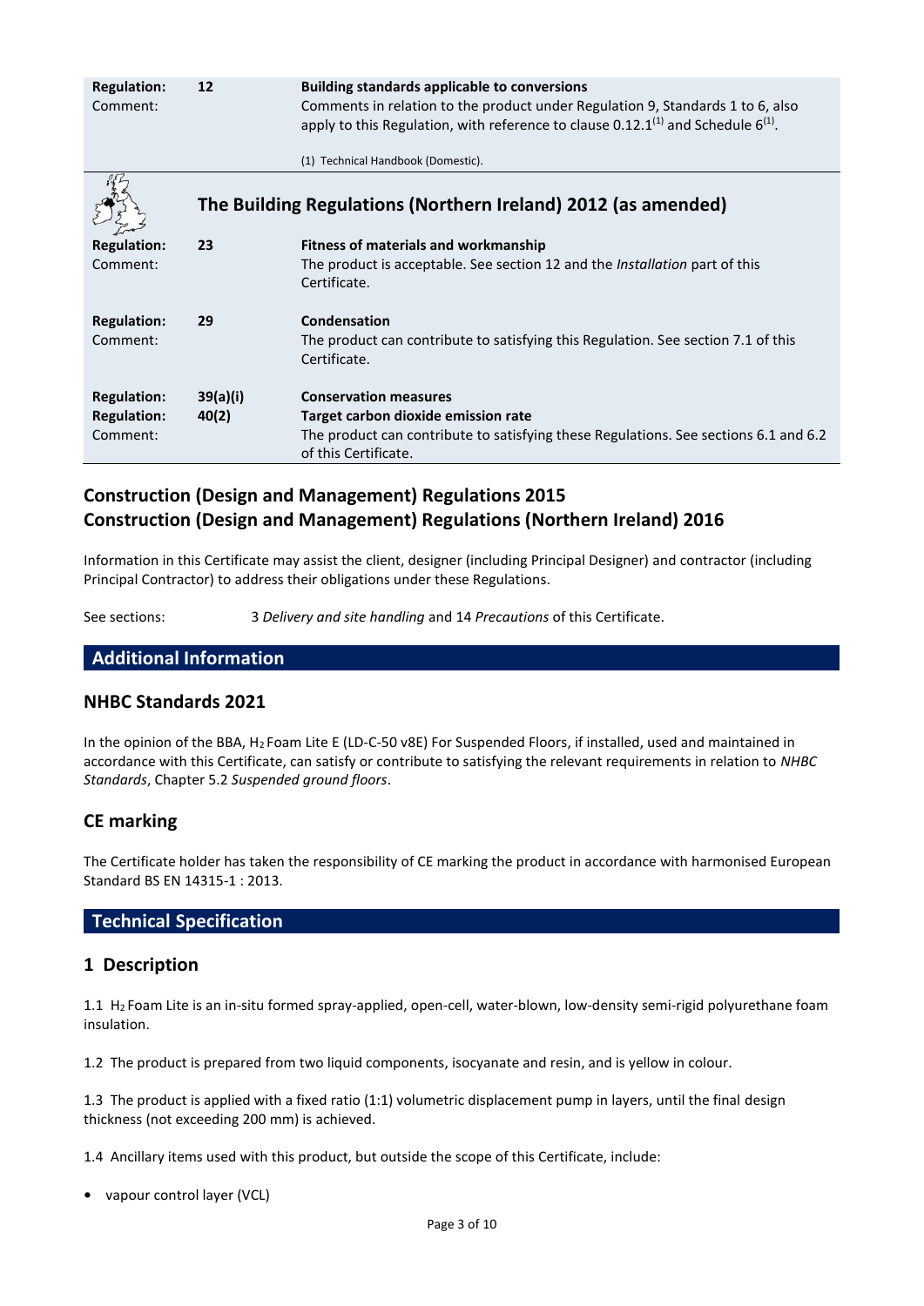| | | |
|---|---|---|
| **Regulation:** | **12** | **Building standards applicable to conversions** |
| Comment: | | Comments in relation to the product under Regulation 9, Standards 1 to 6, also apply to this Regulation, with reference to clause 0.12.1[1] and Schedule 6[1]. |
| | | (1) Technical Handbook (Domestic). |

## The Building Regulations (Northern Ireland) 2012 (as amended)

| | | |
|---|---|---|
| **Regulation:** | **23** | **Fitness of materials and workmanship** |
| Comment: | | The product is acceptable. See section 12 and the *Installation* part of this Certificate. |
| **Regulation:** | **29** | **Condensation** |
| Comment: | | The product can contribute to satisfying this Regulation. See section 7.1 of this Certificate. |
| **Regulation:** | **39(a)(i)** | **Conservation measures** |
| **Regulation:** | **40(2)** | **Target carbon dioxide emission rate** |
| Comment: | | The product can contribute to satisfying these Regulations. See sections 6.1 and 6.2 of this Certificate. |

## Construction (Design and Management) Regulations 2015
## Construction (Design and Management) Regulations (Northern Ireland) 2016

Information in this Certificate may assist the client, designer (including Principal Designer) and contractor (including Principal Contractor) to address their obligations under these Regulations.

See sections: 3 *Delivery and site handling* and 14 *Precautions* of this Certificate.

## Additional Information

### NHBC Standards 2021

In the opinion of the BBA, $H_2$ Foam Lite E (LD-C-50 v8E) For Suspended Floors, if installed, used and maintained in accordance with this Certificate, can satisfy or contribute to satisfying the relevant requirements in relation to *NHBC Standards*, Chapter 5.2 *Suspended ground floors*.

### CE marking

The Certificate holder has taken the responsibility of CE marking the product in accordance with harmonised European Standard BS EN 14315-1 : 2013.

## Technical Specification

### 1 Description

1.1 $H_2$ Foam Lite is an in-situ formed spray-applied, open-cell, water-blown, low-density semi-rigid polyurethane foam insulation.

1.2 The product is prepared from two liquid components, isocyanate and resin, and is yellow in colour.

1.3 The product is applied with a fixed ratio (1:1) volumetric displacement pump in layers, until the final design thickness (not exceeding 200 mm) is achieved.

1.4 Ancillary items used with this product, but outside the scope of this Certificate, include:

- vapour control layer (VCL)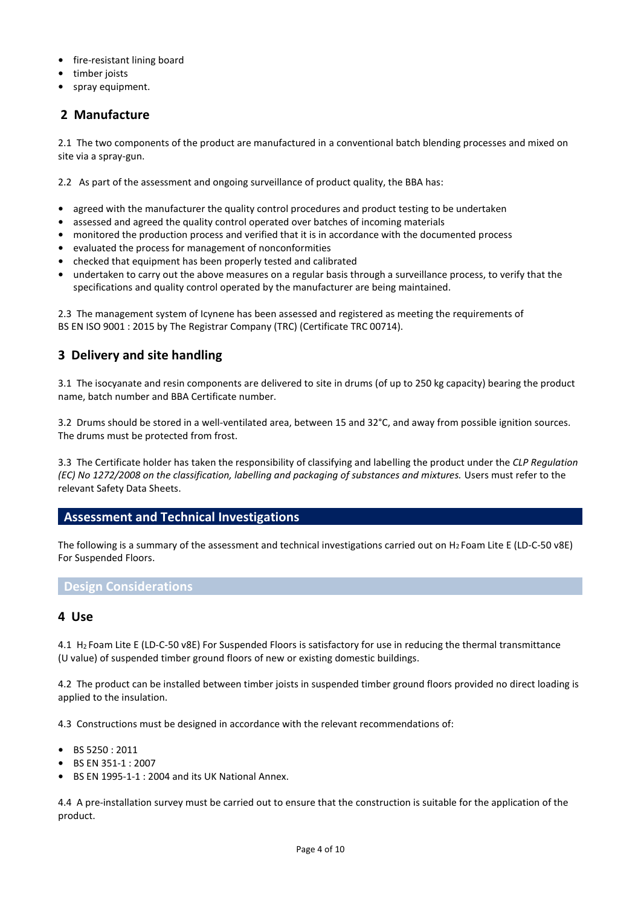- fire-resistant lining board
- timber joists
- spray equipment.

## 2 Manufacture

2.1 The two components of the product are manufactured in a conventional batch blending processes and mixed on site via a spray-gun.

2.2 As part of the assessment and ongoing surveillance of product quality, the BBA has:

- agreed with the manufacturer the quality control procedures and product testing to be undertaken
- assessed and agreed the quality control operated over batches of incoming materials
- monitored the production process and verified that it is in accordance with the documented process
- evaluated the process for management of nonconformities
- checked that equipment has been properly tested and calibrated
- undertaken to carry out the above measures on a regular basis through a surveillance process, to verify that the specifications and quality control operated by the manufacturer are being maintained.

2.3 The management system of Icynene has been assessed and registered as meeting the requirements of BS EN ISO 9001 : 2015 by The Registrar Company (TRC) (Certificate TRC 00714).

## 3 Delivery and site handling

3.1 The isocyanate and resin components are delivered to site in drums (of up to 250 kg capacity) bearing the product name, batch number and BBA Certificate number.

3.2 Drums should be stored in a well-ventilated area, between 15 and 32°C, and away from possible ignition sources. The drums must be protected from frost.

3.3 The Certificate holder has taken the responsibility of classifying and labelling the product under the *CLP Regulation (EC) No 1272/2008 on the classification, labelling and packaging of substances and mixtures.* Users must refer to the relevant Safety Data Sheets.

# Assessment and Technical Investigations

The following is a summary of the assessment and technical investigations carried out on $H_2$ Foam Lite E (LD-C-50 v8E) For Suspended Floors.

### Design Considerations

## 4 Use

4.1 $H_2$ Foam Lite E (LD-C-50 v8E) For Suspended Floors is satisfactory for use in reducing the thermal transmittance (U value) of suspended timber ground floors of new or existing domestic buildings.

4.2 The product can be installed between timber joists in suspended timber ground floors provided no direct loading is applied to the insulation.

4.3 Constructions must be designed in accordance with the relevant recommendations of:

- BS 5250 : 2011
- BS EN 351-1 : 2007
- BS EN 1995-1-1 : 2004 and its UK National Annex.

4.4 A pre-installation survey must be carried out to ensure that the construction is suitable for the application of the product.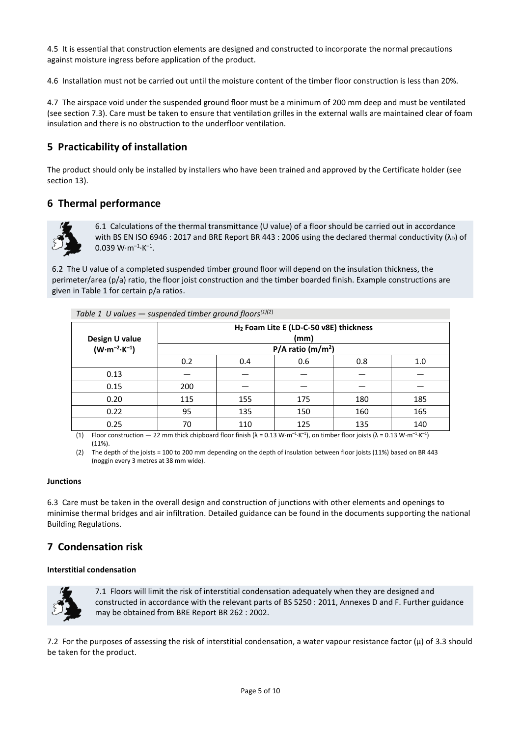4.5 It is essential that construction elements are designed and constructed to incorporate the normal precautions against moisture ingress before application of the product.

4.6 Installation must not be carried out until the moisture content of the timber floor construction is less than 20%.

4.7 The airspace void under the suspended ground floor must be a minimum of 200 mm deep and must be ventilated (see section 7.3). Care must be taken to ensure that ventilation grilles in the external walls are maintained clear of foam insulation and there is no obstruction to the underfloor ventilation.

## 5 Practicability of installation

The product should only be installed by installers who have been trained and approved by the Certificate holder (see section 13).

## 6 Thermal performance

6.1 Calculations of the thermal transmittance (U value) of a floor should be carried out in accordance with BS EN ISO 6946 : 2017 and BRE Report BR 443 : 2006 using the declared thermal conductivity ($\lambda_D$) of 0.039 $W \cdot m^{-1} \cdot K^{-1}$.

6.2 The U value of a completed suspended timber ground floor will depend on the insulation thickness, the perimeter/area (p/a) ratio, the floor joist construction and the timber boarded finish. Example constructions are given in Table 1 for certain p/a ratios.

*Table 1 U values — suspended timber ground floors(1)(2)*

| Design U value ($W \cdot m^{-2} \cdot K^{-1}$) | $H_2$ Foam Lite E (LD-C-50 v8E) thickness (mm) | | | | |
|---|---|---|---|---|---|
| | P/A ratio ($m/m^2$) | | | | |
| | 0.2 | 0.4 | 0.6 | 0.8 | 1.0 |
| 0.13 | — | — | — | — | — |
| 0.15 | 200 | — | — | — | — |
| 0.20 | 115 | 155 | 175 | 180 | 185 |
| 0.22 | 95 | 135 | 150 | 160 | 165 |
| 0.25 | 70 | 110 | 125 | 135 | 140 |

(1) Floor construction — 22 mm thick chipboard floor finish ($\lambda$ = 0.13 $W \cdot m^{-1} \cdot K^{-1}$), on timber floor joists ($\lambda$ = 0.13 $W \cdot m^{-1} \cdot K^{-1}$) (11%).

(2) The depth of the joists = 100 to 200 mm depending on the depth of insulation between floor joists (11%) based on BR 443 (noggin every 3 metres at 38 mm wide).

**Junctions**

6.3 Care must be taken in the overall design and construction of junctions with other elements and openings to minimise thermal bridges and air infiltration. Detailed guidance can be found in the documents supporting the national Building Regulations.

## 7 Condensation risk

**Interstitial condensation**

7.1 Floors will limit the risk of interstitial condensation adequately when they are designed and constructed in accordance with the relevant parts of BS 5250 : 2011, Annexes D and F. Further guidance may be obtained from BRE Report BR 262 : 2002.

7.2 For the purposes of assessing the risk of interstitial condensation, a water vapour resistance factor ($\mu$) of 3.3 should be taken for the product.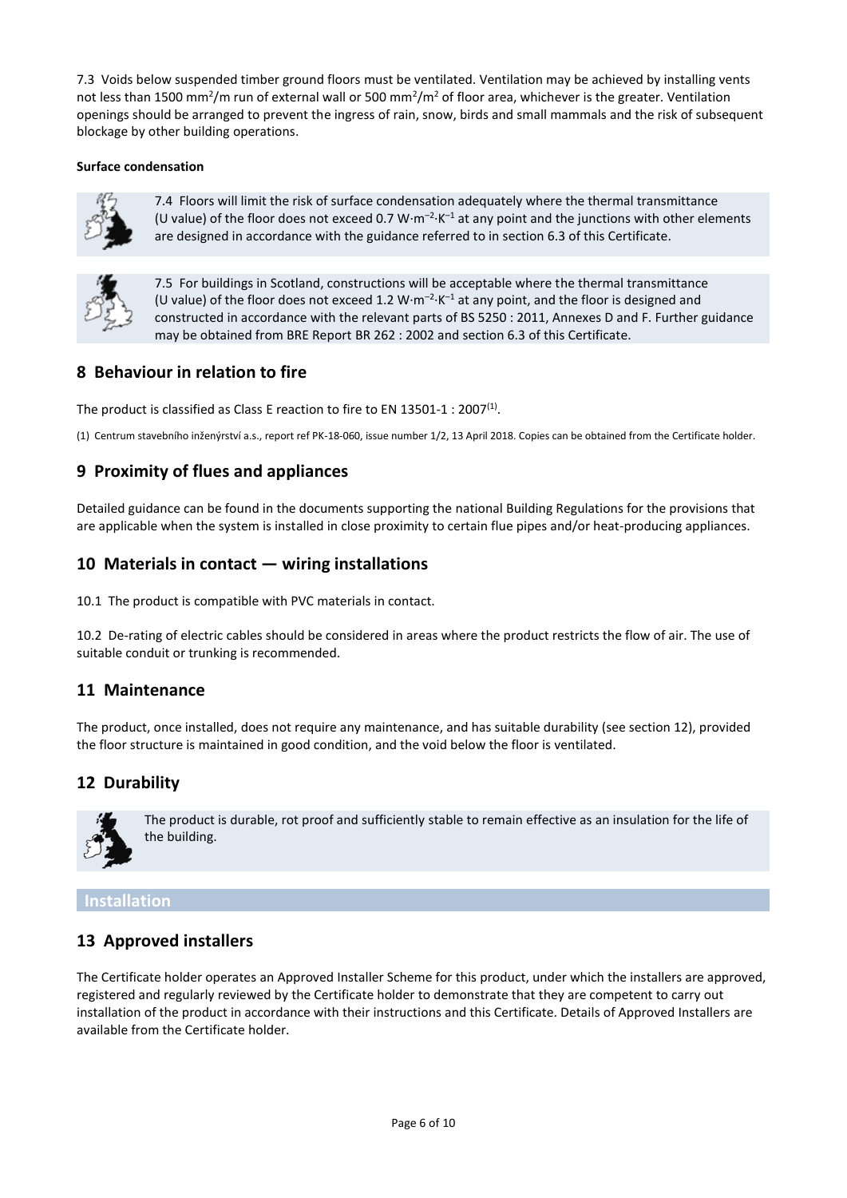7.3 Voids below suspended timber ground floors must be ventilated. Ventilation may be achieved by installing vents not less than 1500 $mm^2/m$ run of external wall or 500 $mm^2/m^2$ of floor area, whichever is the greater. Ventilation openings should be arranged to prevent the ingress of rain, snow, birds and small mammals and the risk of subsequent blockage by other building operations.

**Surface condensation**

7.4 Floors will limit the risk of surface condensation adequately where the thermal transmittance (U value) of the floor does not exceed 0.7 $W \cdot m^{-2} \cdot K^{-1}$ at any point and the junctions with other elements are designed in accordance with the guidance referred to in section 6.3 of this Certificate.

7.5 For buildings in Scotland, constructions will be acceptable where the thermal transmittance (U value) of the floor does not exceed 1.2 $W \cdot m^{-2} \cdot K^{-1}$ at any point, and the floor is designed and constructed in accordance with the relevant parts of BS 5250 : 2011, Annexes D and F. Further guidance may be obtained from BRE Report BR 262 : 2002 and section 6.3 of this Certificate.

## 8 Behaviour in relation to fire

The product is classified as Class E reaction to fire to EN 13501-1 : 2007[1].

(1) Centrum stavebního inženýrství a.s., report ref PK-18-060, issue number 1/2, 13 April 2018. Copies can be obtained from the Certificate holder.

## 9 Proximity of flues and appliances

Detailed guidance can be found in the documents supporting the national Building Regulations for the provisions that are applicable when the system is installed in close proximity to certain flue pipes and/or heat-producing appliances.

## 10 Materials in contact — wiring installations

10.1 The product is compatible with PVC materials in contact.

10.2 De-rating of electric cables should be considered in areas where the product restricts the flow of air. The use of suitable conduit or trunking is recommended.

## 11 Maintenance

The product, once installed, does not require any maintenance, and has suitable durability (see section 12), provided the floor structure is maintained in good condition, and the void below the floor is ventilated.

## 12 Durability

The product is durable, rot proof and sufficiently stable to remain effective as an insulation for the life of the building.

# Installation

## 13 Approved installers

The Certificate holder operates an Approved Installer Scheme for this product, under which the installers are approved, registered and regularly reviewed by the Certificate holder to demonstrate that they are competent to carry out installation of the product in accordance with their instructions and this Certificate. Details of Approved Installers are available from the Certificate holder.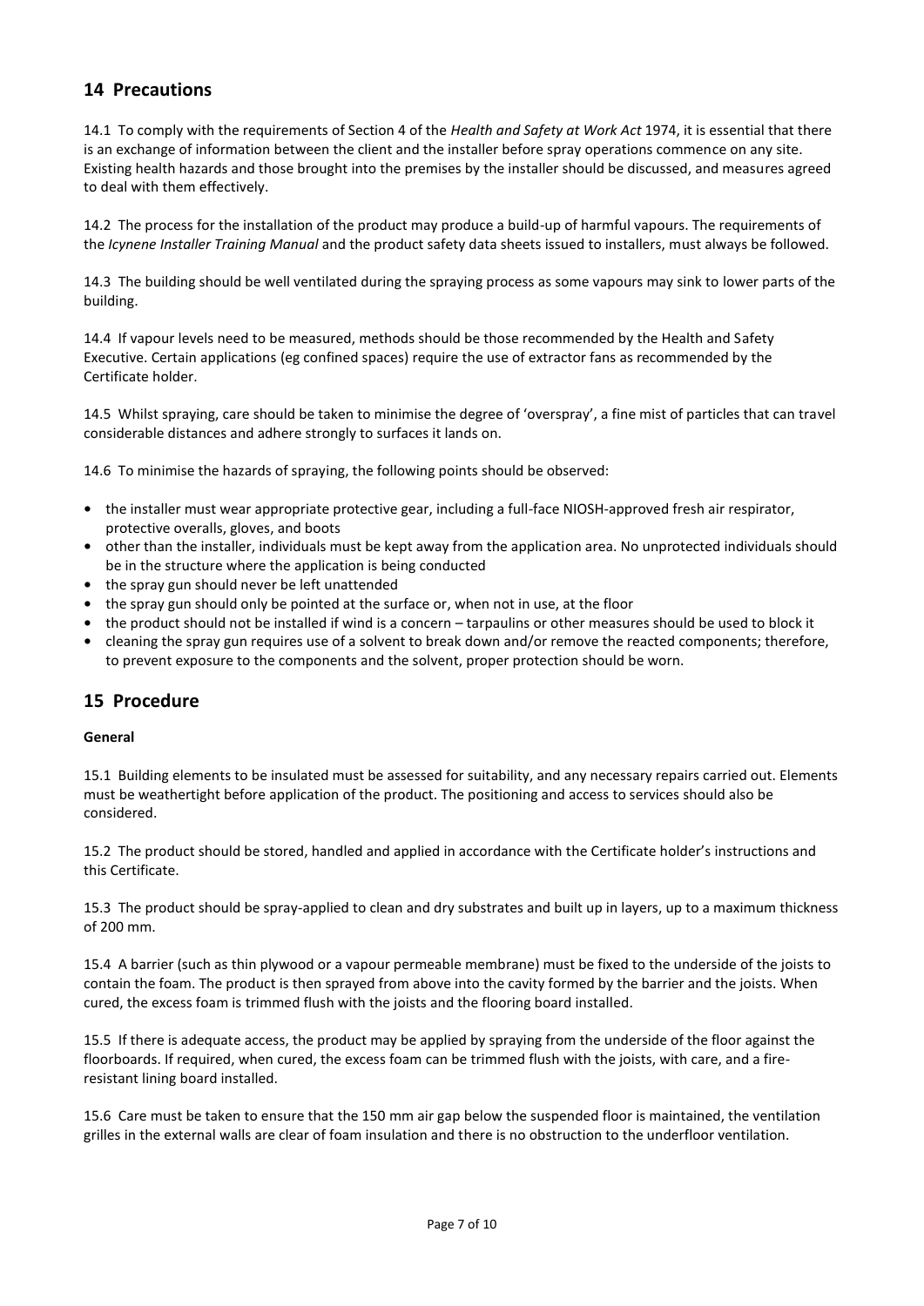## 14 Precautions

14.1 To comply with the requirements of Section 4 of the *Health and Safety at Work Act* 1974, it is essential that there is an exchange of information between the client and the installer before spray operations commence on any site. Existing health hazards and those brought into the premises by the installer should be discussed, and measures agreed to deal with them effectively.

14.2 The process for the installation of the product may produce a build-up of harmful vapours. The requirements of the *Icynene Installer Training Manual* and the product safety data sheets issued to installers, must always be followed.

14.3 The building should be well ventilated during the spraying process as some vapours may sink to lower parts of the building.

14.4 If vapour levels need to be measured, methods should be those recommended by the Health and Safety Executive. Certain applications (eg confined spaces) require the use of extractor fans as recommended by the Certificate holder.

14.5 Whilst spraying, care should be taken to minimise the degree of 'overspray', a fine mist of particles that can travel considerable distances and adhere strongly to surfaces it lands on.

14.6 To minimise the hazards of spraying, the following points should be observed:

- the installer must wear appropriate protective gear, including a full-face NIOSH-approved fresh air respirator, protective overalls, gloves, and boots
- other than the installer, individuals must be kept away from the application area. No unprotected individuals should be in the structure where the application is being conducted
- the spray gun should never be left unattended
- the spray gun should only be pointed at the surface or, when not in use, at the floor
- the product should not be installed if wind is a concern – tarpaulins or other measures should be used to block it
- cleaning the spray gun requires use of a solvent to break down and/or remove the reacted components; therefore, to prevent exposure to the components and the solvent, proper protection should be worn.

## 15 Procedure

**General**

15.1 Building elements to be insulated must be assessed for suitability, and any necessary repairs carried out. Elements must be weathertight before application of the product. The positioning and access to services should also be considered.

15.2 The product should be stored, handled and applied in accordance with the Certificate holder's instructions and this Certificate.

15.3 The product should be spray-applied to clean and dry substrates and built up in layers, up to a maximum thickness of 200 mm.

15.4 A barrier (such as thin plywood or a vapour permeable membrane) must be fixed to the underside of the joists to contain the foam. The product is then sprayed from above into the cavity formed by the barrier and the joists. When cured, the excess foam is trimmed flush with the joists and the flooring board installed.

15.5 If there is adequate access, the product may be applied by spraying from the underside of the floor against the floorboards. If required, when cured, the excess foam can be trimmed flush with the joists, with care, and a fire-resistant lining board installed.

15.6 Care must be taken to ensure that the 150 mm air gap below the suspended floor is maintained, the ventilation grilles in the external walls are clear of foam insulation and there is no obstruction to the underfloor ventilation.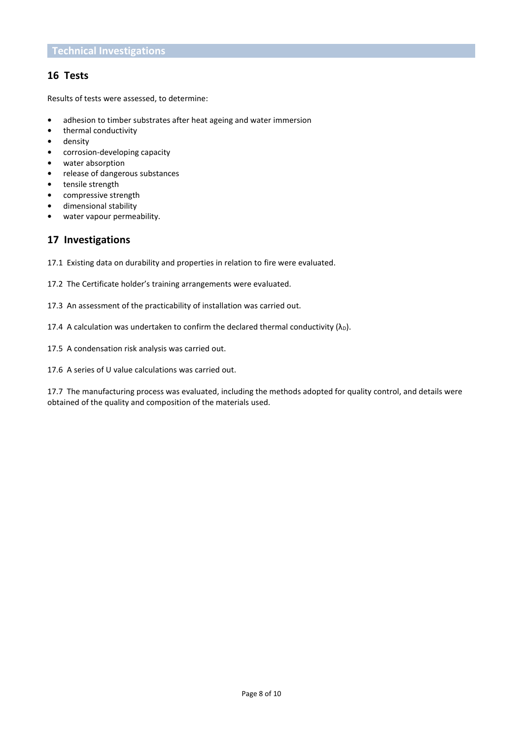## Technical Investigations

### 16 Tests

Results of tests were assessed, to determine:

- adhesion to timber substrates after heat ageing and water immersion
- thermal conductivity
- density
- corrosion-developing capacity
- water absorption
- release of dangerous substances
- tensile strength
- compressive strength
- dimensional stability
- water vapour permeability.

### 17 Investigations

17.1 Existing data on durability and properties in relation to fire were evaluated.

17.2 The Certificate holder's training arrangements were evaluated.

17.3 An assessment of the practicability of installation was carried out.

17.4 A calculation was undertaken to confirm the declared thermal conductivity ($\lambda_D$).

17.5 A condensation risk analysis was carried out.

17.6 A series of U value calculations was carried out.

17.7 The manufacturing process was evaluated, including the methods adopted for quality control, and details were obtained of the quality and composition of the materials used.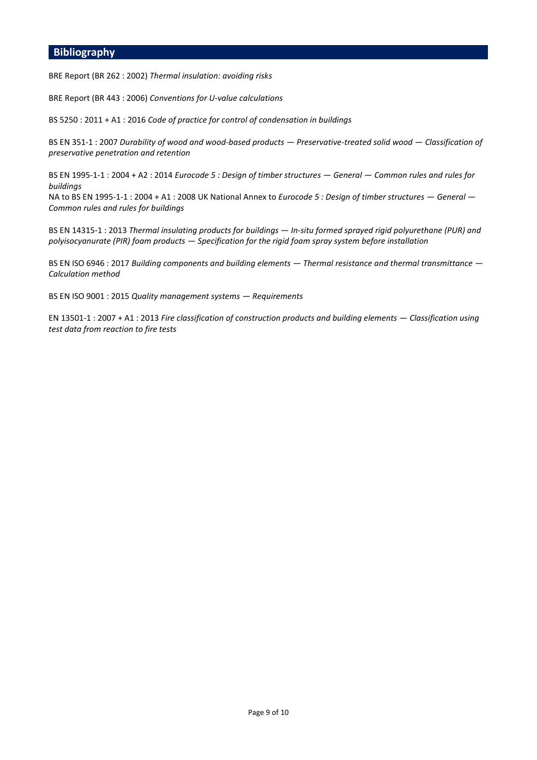## Bibliography

BRE Report (BR 262 : 2002) *Thermal insulation: avoiding risks*

BRE Report (BR 443 : 2006) *Conventions for U-value calculations*

BS 5250 : 2011 + A1 : 2016 *Code of practice for control of condensation in buildings*

BS EN 351-1 : 2007 *Durability of wood and wood-based products — Preservative-treated solid wood — Classification of preservative penetration and retention*

BS EN 1995-1-1 : 2004 + A2 : 2014 *Eurocode 5 : Design of timber structures — General — Common rules and rules for buildings*
NA to BS EN 1995-1-1 : 2004 + A1 : 2008 UK National Annex to *Eurocode 5 : Design of timber structures — General — Common rules and rules for buildings*

BS EN 14315-1 : 2013 *Thermal insulating products for buildings — In-situ formed sprayed rigid polyurethane (PUR) and polyisocyanurate (PIR) foam products — Specification for the rigid foam spray system before installation*

BS EN ISO 6946 : 2017 *Building components and building elements — Thermal resistance and thermal transmittance — Calculation method*

BS EN ISO 9001 : 2015 *Quality management systems — Requirements*

EN 13501-1 : 2007 + A1 : 2013 *Fire classification of construction products and building elements — Classification using test data from reaction to fire tests*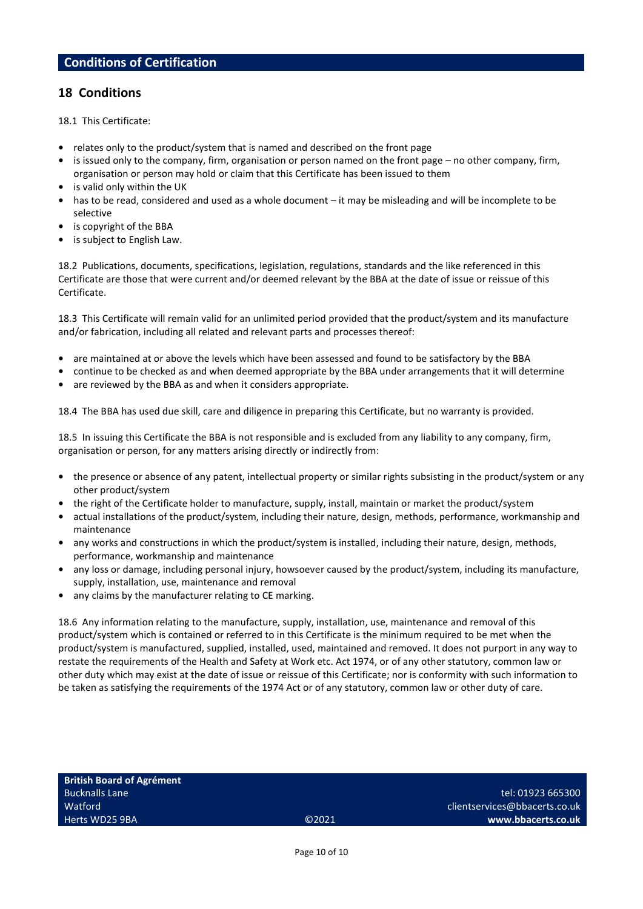## Conditions of Certification

### 18 Conditions

18.1 This Certificate:

- relates only to the product/system that is named and described on the front page
- is issued only to the company, firm, organisation or person named on the front page – no other company, firm, organisation or person may hold or claim that this Certificate has been issued to them
- is valid only within the UK
- has to be read, considered and used as a whole document – it may be misleading and will be incomplete to be selective
- is copyright of the BBA
- is subject to English Law.

18.2 Publications, documents, specifications, legislation, regulations, standards and the like referenced in this Certificate are those that were current and/or deemed relevant by the BBA at the date of issue or reissue of this Certificate.

18.3 This Certificate will remain valid for an unlimited period provided that the product/system and its manufacture and/or fabrication, including all related and relevant parts and processes thereof:

- are maintained at or above the levels which have been assessed and found to be satisfactory by the BBA
- continue to be checked as and when deemed appropriate by the BBA under arrangements that it will determine
- are reviewed by the BBA as and when it considers appropriate.

18.4 The BBA has used due skill, care and diligence in preparing this Certificate, but no warranty is provided.

18.5 In issuing this Certificate the BBA is not responsible and is excluded from any liability to any company, firm, organisation or person, for any matters arising directly or indirectly from:

- the presence or absence of any patent, intellectual property or similar rights subsisting in the product/system or any other product/system
- the right of the Certificate holder to manufacture, supply, install, maintain or market the product/system
- actual installations of the product/system, including their nature, design, methods, performance, workmanship and maintenance
- any works and constructions in which the product/system is installed, including their nature, design, methods, performance, workmanship and maintenance
- any loss or damage, including personal injury, howsoever caused by the product/system, including its manufacture, supply, installation, use, maintenance and removal
- any claims by the manufacturer relating to CE marking.

18.6 Any information relating to the manufacture, supply, installation, use, maintenance and removal of this product/system which is contained or referred to in this Certificate is the minimum required to be met when the product/system is manufactured, supplied, installed, used, maintained and removed. It does not purport in any way to restate the requirements of the Health and Safety at Work etc. Act 1974, or of any other statutory, common law or other duty which may exist at the date of issue or reissue of this Certificate; nor is conformity with such information to be taken as satisfying the requirements of the 1974 Act or of any statutory, common law or other duty of care.

**British Board of Agrément**
Bucknalls Lane
Watford
Herts WD25 9BA

©2021

tel: 01923 665300
clientservices@bbacerts.co.uk
**www.bbacerts.co.uk**